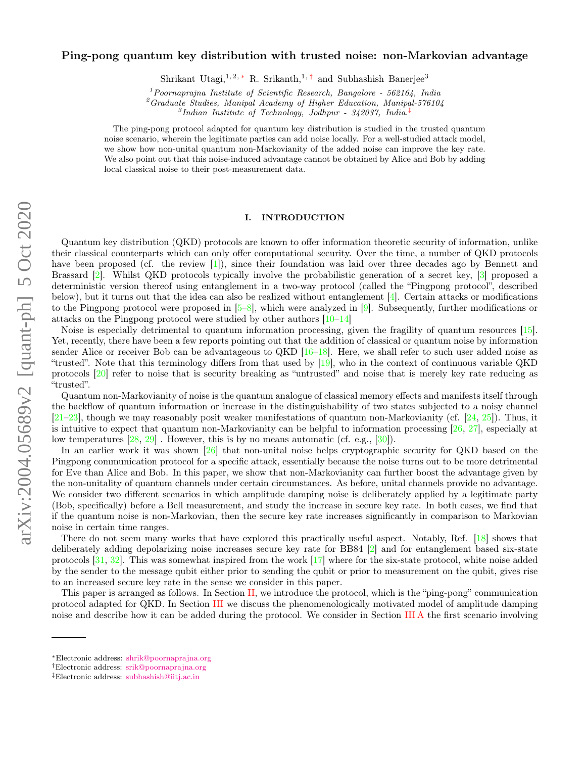# Ping-pong quantum key distribution with trusted noise: non-Markovian advantage

Shrikant Utagi,[1,2,*] R. Srikanth,[1,†] and Subhashish Banerjee[3]

[1] *Poornaprajna Institute of Scientific Research, Bangalore - 562164, India*
[2] *Graduate Studies, Manipal Academy of Higher Education, Manipal-576104*
[3] *Indian Institute of Technology, Jodhpur - 342037, India.*[‡]

The ping-pong protocol adapted for quantum key distribution is studied in the trusted quantum noise scenario, wherein the legitimate parties can add noise locally. For a well-studied attack model, we show how non-unital quantum non-Markovianity of the added noise can improve the key rate. We also point out that this noise-induced advantage cannot be obtained by Alice and Bob by adding local classical noise to their post-measurement data.

## I. INTRODUCTION

Quantum key distribution (QKD) protocols are known to offer information theoretic security of information, unlike their classical counterparts which can only offer computational security. Over the time, a number of QKD protocols have been proposed (cf. the review [1]), since their foundation was laid over three decades ago by Bennett and Brassard [2]. Whilst QKD protocols typically involve the probabilistic generation of a secret key, [3] proposed a deterministic version thereof using entanglement in a two-way protocol (called the "Pingpong protocol", described below), but it turns out that the idea can also be realized without entanglement [4]. Certain attacks or modifications to the Pingpong protocol were proposed in [5–8], which were analyzed in [9]. Subsequently, further modifications or attacks on the Pingpong protocol were studied by other authors [10–14]

Noise is especially detrimental to quantum information processing, given the fragility of quantum resources [15]. Yet, recently, there have been a few reports pointing out that the addition of classical or quantum noise by information sender Alice or receiver Bob can be advantageous to QKD [16–18]. Here, we shall refer to such user added noise as "trusted". Note that this terminology differs from that used by [19], who in the context of continuous variable QKD protocols [20] refer to noise that is security breaking as "untrusted" and noise that is merely key rate reducing as "trusted".

Quantum non-Markovianity of noise is the quantum analogue of classical memory effects and manifests itself through the backflow of quantum information or increase in the distinguishability of two states subjected to a noisy channel [21–23], though we may reasonably posit weaker manifestations of quantum non-Markovianity (cf. [24, 25]). Thus, it is intuitive to expect that quantum non-Markovianity can be helpful to information processing [26, 27], especially at low temperatures [28, 29] . However, this is by no means automatic (cf. e.g., [30]).

In an earlier work it was shown [26] that non-unital noise helps cryptographic security for QKD based on the Pingpong communication protocol for a specific attack, essentially because the noise turns out to be more detrimental for Eve than Alice and Bob. In this paper, we show that non-Markovianity can further boost the advantage given by the non-unitality of quantum channels under certain circumstances. As before, unital channels provide no advantage. We consider two different scenarios in which amplitude damping noise is deliberately applied by a legitimate party (Bob, specifically) before a Bell measurement, and study the increase in secure key rate. In both cases, we find that if the quantum noise is non-Markovian, then the secure key rate increases significantly in comparison to Markovian noise in certain time ranges.

There do not seem many works that have explored this practically useful aspect. Notably, Ref. [18] shows that deliberately adding depolarizing noise increases secure key rate for BB84 [2] and for entanglement based six-state protocols [31, 32]. This was somewhat inspired from the work [17] where for the six-state protocol, white noise added by the sender to the message qubit either prior to sending the qubit or prior to measurement on the qubit, gives rise to an increased secure key rate in the sense we consider in this paper.

This paper is arranged as follows. In Section II, we introduce the protocol, which is the "ping-pong" communication protocol adapted for QKD. In Section III we discuss the phenomenologically motivated model of amplitude damping noise and describe how it can be added during the protocol. We consider in Section III A the first scenario involving

---

*Electronic address: shrik@poornaprajna.org
†Electronic address: srik@poornaprajna.org
‡Electronic address: subhashish@iitj.ac.in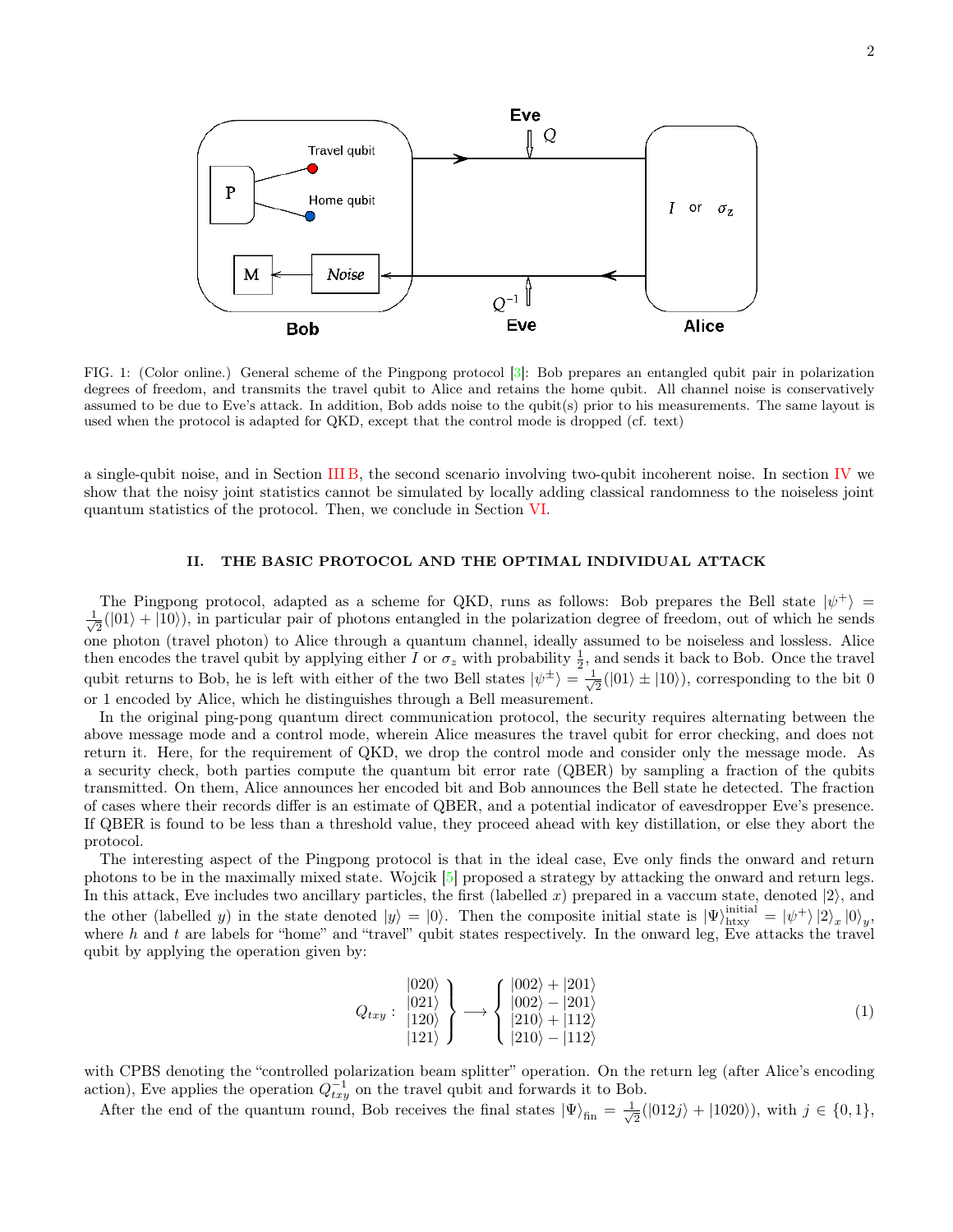FIG. 1: (Color online.) General scheme of the Pingpong protocol [3]: Bob prepares an entangled qubit pair in polarization degrees of freedom, and transmits the travel qubit to Alice and retains the home qubit. All channel noise is conservatively assumed to be due to Eve's attack. In addition, Bob adds noise to the qubit(s) prior to his measurements. The same layout is used when the protocol is adapted for QKD, except that the control mode is dropped (cf. text)

a single-qubit noise, and in Section III B, the second scenario involving two-qubit incoherent noise. In section IV we show that the noisy joint statistics cannot be simulated by locally adding classical randomness to the noiseless joint quantum statistics of the protocol. Then, we conclude in Section VI.

## II. THE BASIC PROTOCOL AND THE OPTIMAL INDIVIDUAL ATTACK

The Pingpong protocol, adapted as a scheme for QKD, runs as follows: Bob prepares the Bell state $|\psi^+\rangle = \frac{1}{\sqrt{2}}(|01\rangle + |10\rangle)$, in particular pair of photons entangled in the polarization degree of freedom, out of which he sends one photon (travel photon) to Alice through a quantum channel, ideally assumed to be noiseless and lossless. Alice then encodes the travel qubit by applying either $I$ or $\sigma_z$ with probability $\frac{1}{2}$, and sends it back to Bob. Once the travel qubit returns to Bob, he is left with either of the two Bell states $|\psi^\pm\rangle = \frac{1}{\sqrt{2}}(|01\rangle \pm |10\rangle)$, corresponding to the bit 0 or 1 encoded by Alice, which he distinguishes through a Bell measurement.

In the original ping-pong quantum direct communication protocol, the security requires alternating between the above message mode and a control mode, wherein Alice measures the travel qubit for error checking, and does not return it. Here, for the requirement of QKD, we drop the control mode and consider only the message mode. As a security check, both parties compute the quantum bit error rate (QBER) by sampling a fraction of the qubits transmitted. On them, Alice announces her encoded bit and Bob announces the Bell state he detected. The fraction of cases where their records differ is an estimate of QBER, and a potential indicator of eavesdropper Eve's presence. If QBER is found to be less than a threshold value, they proceed ahead with key distillation, or else they abort the protocol.

The interesting aspect of the Pingpong protocol is that in the ideal case, Eve only finds the onward and return photons to be in the maximally mixed state. Wojcik [5] proposed a strategy by attacking the onward and return legs. In this attack, Eve includes two ancillary particles, the first (labelled $x$) prepared in a vaccum state, denoted $|2\rangle$, and the other (labelled $y$) in the state denoted $|y\rangle = |0\rangle$. Then the composite initial state is $|\Psi\rangle_{\rm htxy}^{\rm initial} = |\psi^+\rangle\,|2\rangle_x\,|0\rangle_y$, where $h$ and $t$ are labels for "home" and "travel" qubit states respectively. In the onward leg, Eve attacks the travel qubit by applying the operation given by:

$$
Q_{txy} : \left.\begin{array}{c} |020\rangle \\ |021\rangle \\ |120\rangle \\ |121\rangle \end{array}\right\} \longrightarrow \left\{\begin{array}{c} |002\rangle + |201\rangle \\ |002\rangle - |201\rangle \\ |210\rangle + |112\rangle \\ |210\rangle - |112\rangle \end{array}\right. \tag{1}
$$

with CPBS denoting the "controlled polarization beam splitter" operation. On the return leg (after Alice's encoding action), Eve applies the operation $Q^{-1}_{txy}$ on the travel qubit and forwards it to Bob.

After the end of the quantum round, Bob receives the final states $|\Psi\rangle_{\rm fin} = \frac{1}{\sqrt{2}}(|012j\rangle + |1020\rangle)$, with $j \in \{0, 1\}$,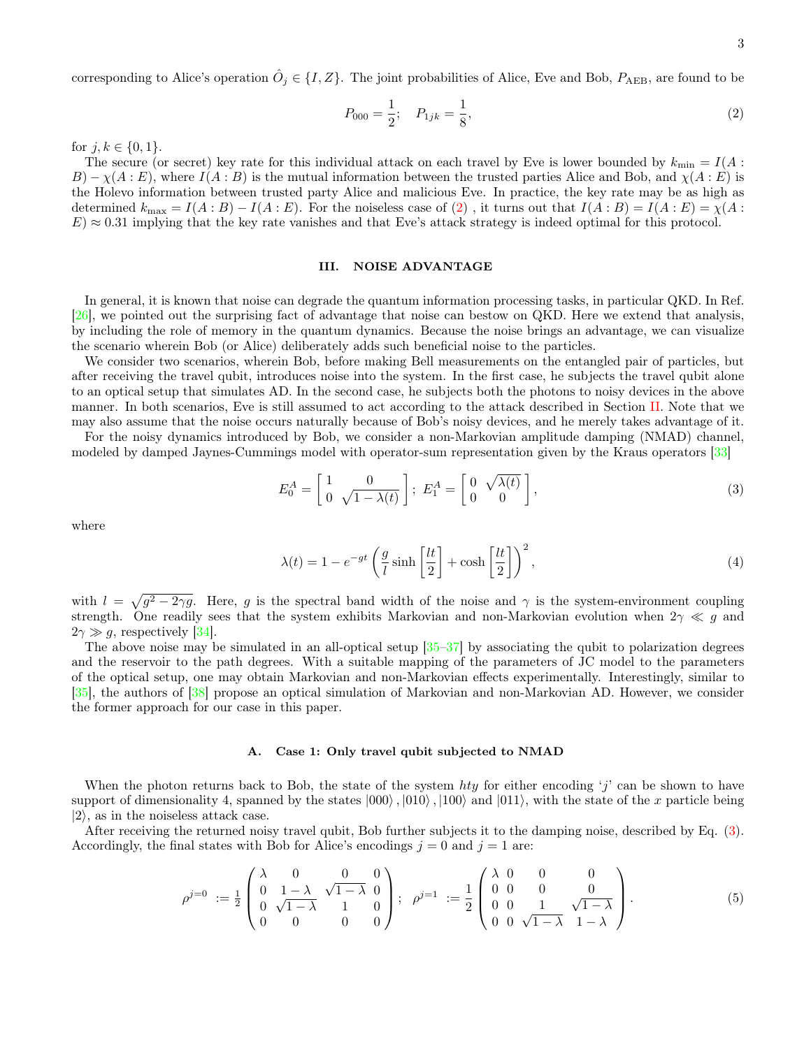corresponding to Alice's operation $\hat{O}_j \in \{I, Z\}$. The joint probabilities of Alice, Eve and Bob, $P_{\rm AEB}$, are found to be

$$P_{000} = \frac{1}{2}; \quad P_{1jk} = \frac{1}{8}, \tag{2}$$

for $j, k \in \{0, 1\}$.

The secure (or secret) key rate for this individual attack on each travel by Eve is lower bounded by $k_{\min} = I(A:B) - \chi(A:E)$, where $I(A:B)$ is the mutual information between the trusted parties Alice and Bob, and $\chi(A:E)$ is the Holevo information between trusted party Alice and malicious Eve. In practice, the key rate may be as high as determined $k_{\max} = I(A:B) - I(A:E)$. For the noiseless case of (2) , it turns out that $I(A:B) = I(A:E) = \chi(A:E) \approx 0.31$ implying that the key rate vanishes and that Eve's attack strategy is indeed optimal for this protocol.

## III. NOISE ADVANTAGE

In general, it is known that noise can degrade the quantum information processing tasks, in particular QKD. In Ref. [26], we pointed out the surprising fact of advantage that noise can bestow on QKD. Here we extend that analysis, by including the role of memory in the quantum dynamics. Because the noise brings an advantage, we can visualize the scenario wherein Bob (or Alice) deliberately adds such beneficial noise to the particles.

We consider two scenarios, wherein Bob, before making Bell measurements on the entangled pair of particles, but after receiving the travel qubit, introduces noise into the system. In the first case, he subjects the travel qubit alone to an optical setup that simulates AD. In the second case, he subjects both the photons to noisy devices in the above manner. In both scenarios, Eve is still assumed to act according to the attack described in Section II. Note that we may also assume that the noise occurs naturally because of Bob's noisy devices, and he merely takes advantage of it.

For the noisy dynamics introduced by Bob, we consider a non-Markovian amplitude damping (NMAD) channel, modeled by damped Jaynes-Cummings model with operator-sum representation given by the Kraus operators [33]

$$E_0^A = \begin{bmatrix} 1 & 0 \\ 0 & \sqrt{1-\lambda(t)} \end{bmatrix}; \; E_1^A = \begin{bmatrix} 0 & \sqrt{\lambda(t)} \\ 0 & 0 \end{bmatrix}, \tag{3}$$

where

$$\lambda(t) = 1 - e^{-gt} \left( \frac{g}{l} \sinh\left[\frac{lt}{2}\right] + \cosh\left[\frac{lt}{2}\right] \right)^2, \tag{4}$$

with $l = \sqrt{g^2 - 2\gamma g}$. Here, $g$ is the spectral band width of the noise and $\gamma$ is the system-environment coupling strength. One readily sees that the system exhibits Markovian and non-Markovian evolution when $2\gamma \ll g$ and $2\gamma \gg g$, respectively [34].

The above noise may be simulated in an all-optical setup [35–37] by associating the qubit to polarization degrees and the reservoir to the path degrees. With a suitable mapping of the parameters of JC model to the parameters of the optical setup, one may obtain Markovian and non-Markovian effects experimentally. Interestingly, similar to [35], the authors of [38] propose an optical simulation of Markovian and non-Markovian AD. However, we consider the former approach for our case in this paper.

### A. Case 1: Only travel qubit subjected to NMAD

When the photon returns back to Bob, the state of the system $hty$ for either encoding '$j$' can be shown to have support of dimensionality 4, spanned by the states $|000\rangle, |010\rangle, |100\rangle$ and $|011\rangle$, with the state of the $x$ particle being $|2\rangle$, as in the noiseless attack case.

After receiving the returned noisy travel qubit, Bob further subjects it to the damping noise, described by Eq. (3). Accordingly, the final states with Bob for Alice's encodings $j = 0$ and $j = 1$ are:

$$\rho^{j=0} := \frac{1}{2} \begin{pmatrix} \lambda & 0 & 0 & 0 \\ 0 & 1-\lambda & \sqrt{1-\lambda} & 0 \\ 0 & \sqrt{1-\lambda} & 1 & 0 \\ 0 & 0 & 0 & 0 \end{pmatrix}; \quad \rho^{j=1} := \frac{1}{2} \begin{pmatrix} \lambda & 0 & 0 & 0 \\ 0 & 0 & 0 & 0 \\ 0 & 0 & 1 & \sqrt{1-\lambda} \\ 0 & 0 & \sqrt{1-\lambda} & 1-\lambda \end{pmatrix}. \tag{5}$$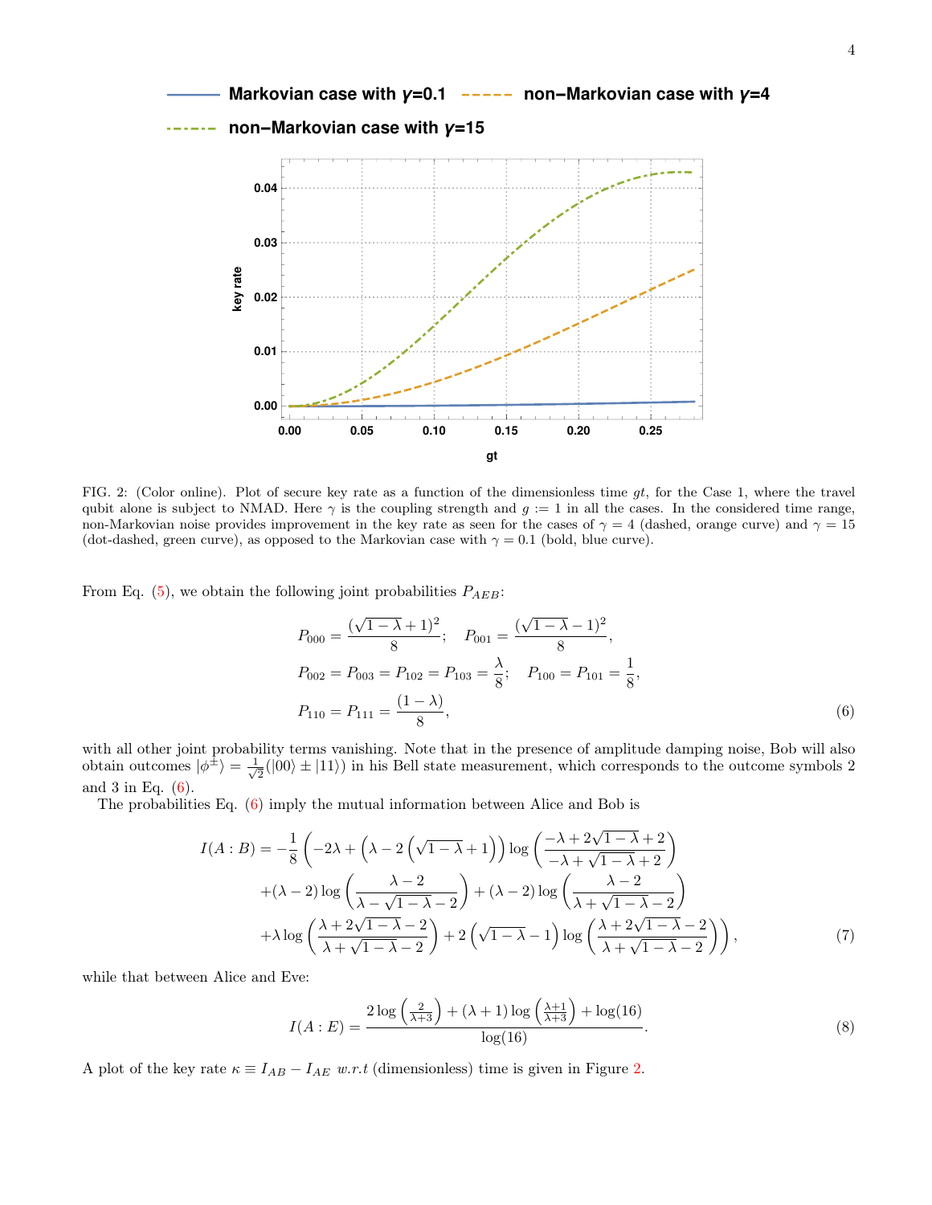FIG. 2: (Color online). Plot of secure key rate as a function of the dimensionless time $gt$, for the Case 1, where the travel qubit alone is subject to NMAD. Here $\gamma$ is the coupling strength and $g := 1$ in all the cases. In the considered time range, non-Markovian noise provides improvement in the key rate as seen for the cases of $\gamma = 4$ (dashed, orange curve) and $\gamma = 15$ (dot-dashed, green curve), as opposed to the Markovian case with $\gamma = 0.1$ (bold, blue curve).

From Eq. (5), we obtain the following joint probabilities $P_{AEB}$:

$$
\begin{aligned}
P_{000} &= \frac{(\sqrt{1-\lambda}+1)^2}{8}; \quad P_{001} = \frac{(\sqrt{1-\lambda}-1)^2}{8}, \\
P_{002} &= P_{003} = P_{102} = P_{103} = \frac{\lambda}{8}; \quad P_{100} = P_{101} = \frac{1}{8}, \\
P_{110} &= P_{111} = \frac{(1-\lambda)}{8},
\end{aligned} \tag{6}
$$

with all other joint probability terms vanishing. Note that in the presence of amplitude damping noise, Bob will also obtain outcomes $|\phi^{\pm}\rangle = \frac{1}{\sqrt{2}}(|00\rangle \pm |11\rangle)$ in his Bell state measurement, which corresponds to the outcome symbols 2 and 3 in Eq. (6).

The probabilities Eq. (6) imply the mutual information between Alice and Bob is

$$
\begin{aligned}
I(A:B) = -\frac{1}{8}\Bigg(&-2\lambda + \left(\lambda - 2\left(\sqrt{1-\lambda}+1\right)\right)\log\left(\frac{-\lambda+2\sqrt{1-\lambda}+2}{-\lambda+\sqrt{1-\lambda}+2}\right) \\
&+(\lambda-2)\log\left(\frac{\lambda-2}{\lambda-\sqrt{1-\lambda}-2}\right) + (\lambda-2)\log\left(\frac{\lambda-2}{\lambda+\sqrt{1-\lambda}-2}\right) \\
&+\lambda\log\left(\frac{\lambda+2\sqrt{1-\lambda}-2}{\lambda+\sqrt{1-\lambda}-2}\right) + 2\left(\sqrt{1-\lambda}-1\right)\log\left(\frac{\lambda+2\sqrt{1-\lambda}-2}{\lambda+\sqrt{1-\lambda}-2}\right)\Bigg),
\end{aligned} \tag{7}
$$

while that between Alice and Eve:

$$
I(A:E) = \frac{2\log\left(\frac{2}{\lambda+3}\right) + (\lambda+1)\log\left(\frac{\lambda+1}{\lambda+3}\right) + \log(16)}{\log(16)}. \tag{8}
$$

A plot of the key rate $\kappa \equiv I_{AB} - I_{AE}$ *w.r.t* (dimensionless) time is given in Figure 2.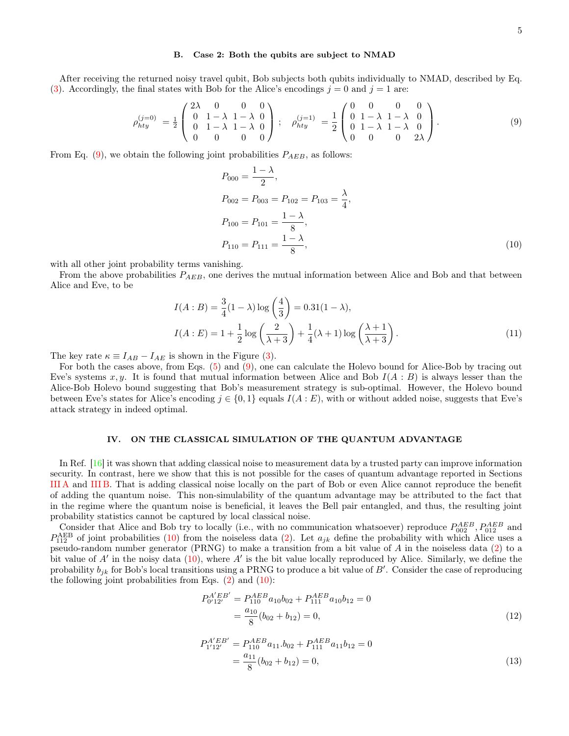### B. Case 2: Both the qubits are subject to NMAD

After receiving the returned noisy travel qubit, Bob subjects both qubits individually to NMAD, described by Eq. (3). Accordingly, the final states with Bob for the Alice's encodings $j = 0$ and $j = 1$ are:

$$\rho_{hty}^{(j=0)} = \frac{1}{2}\begin{pmatrix} 2\lambda & 0 & 0 & 0 \\ 0 & 1-\lambda & 1-\lambda & 0 \\ 0 & 1-\lambda & 1-\lambda & 0 \\ 0 & 0 & 0 & 0 \end{pmatrix}; \quad \rho_{hty}^{(j=1)} = \frac{1}{2}\begin{pmatrix} 0 & 0 & 0 & 0 \\ 0 & 1-\lambda & 1-\lambda & 0 \\ 0 & 1-\lambda & 1-\lambda & 0 \\ 0 & 0 & 0 & 2\lambda \end{pmatrix}. \tag{9}$$

From Eq. (9), we obtain the following joint probabilities $P_{AEB}$, as follows:

$$\begin{aligned} P_{000} &= \frac{1-\lambda}{2}, \\ P_{002} &= P_{003} = P_{102} = P_{103} = \frac{\lambda}{4}, \\ P_{100} &= P_{101} = \frac{1-\lambda}{8}, \\ P_{110} &= P_{111} = \frac{1-\lambda}{8}, \end{aligned} \tag{10}$$

with all other joint probability terms vanishing.

From the above probabilities $P_{AEB}$, one derives the mutual information between Alice and Bob and that between Alice and Eve, to be

$$\begin{aligned} I(A:B) &= \frac{3}{4}(1-\lambda)\log\left(\frac{4}{3}\right) = 0.31(1-\lambda), \\ I(A:E) &= 1 + \frac{1}{2}\log\left(\frac{2}{\lambda+3}\right) + \frac{1}{4}(\lambda+1)\log\left(\frac{\lambda+1}{\lambda+3}\right). \end{aligned} \tag{11}$$

The key rate $\kappa \equiv I_{AB} - I_{AE}$ is shown in the Figure (3).

For both the cases above, from Eqs. (5) and (9), one can calculate the Holevo bound for Alice-Bob by tracing out Eve's systems $x, y$. It is found that mutual information between Alice and Bob $I(A:B)$ is always lesser than the Alice-Bob Holevo bound suggesting that Bob's measurement strategy is sub-optimal. However, the Holevo bound between Eve's states for Alice's encoding $j \in \{0, 1\}$ equals $I(A:E)$, with or without added noise, suggests that Eve's attack strategy in indeed optimal.

## IV. ON THE CLASSICAL SIMULATION OF THE QUANTUM ADVANTAGE

In Ref. [16] it was shown that adding classical noise to measurement data by a trusted party can improve information security. In contrast, here we show that this is not possible for the cases of quantum advantage reported in Sections III A and III B. That is adding classical noise locally on the part of Bob or even Alice cannot reproduce the benefit of adding the quantum noise. This non-simulability of the quantum advantage may be attributed to the fact that in the regime where the quantum noise is beneficial, it leaves the Bell pair entangled, and thus, the resulting joint probability statistics cannot be captured by local classical noise.

Consider that Alice and Bob try to locally (i.e., with no communication whatsoever) reproduce $P_{002}^{AEB}, P_{012}^{AEB}$ and $P_{112}^{\rm AEB}$ of joint probabilities (10) from the noiseless data (2). Let $a_{jk}$ define the probability with which Alice uses a pseudo-random number generator (PRNG) to make a transition from a bit value of $A$ in the noiseless data (2) to a bit value of $A'$ in the noisy data (10), where $A'$ is the bit value locally reproduced by Alice. Similarly, we define the probability $b_{jk}$ for Bob's local transitions using a PRNG to produce a bit value of $B'$. Consider the case of reproducing the following joint probabilities from Eqs. (2) and (10):

$$\begin{aligned} P_{0'12'}^{A'EB'} &= P_{110}^{AEB} a_{10} b_{02} + P_{111}^{AEB} a_{10} b_{12} = 0 \\ &= \frac{a_{10}}{8}(b_{02} + b_{12}) = 0, \end{aligned} \tag{12}$$

$$\begin{aligned} P_{1'12'}^{A'EB'} &= P_{110}^{AEB} a_{11}.b_{02} + P_{111}^{AEB} a_{11} b_{12} = 0 \\ &= \frac{a_{11}}{8}(b_{02} + b_{12}) = 0, \end{aligned} \tag{13}$$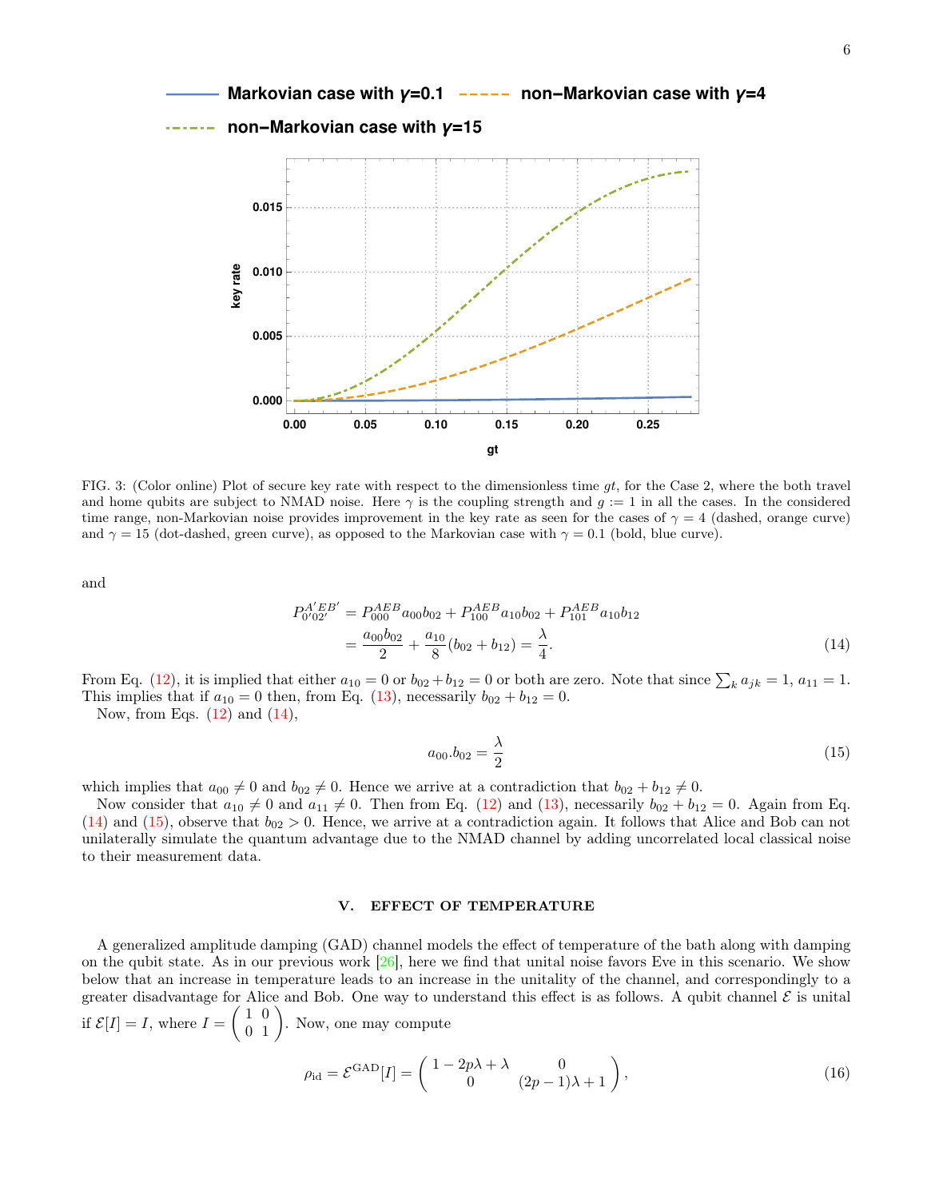FIG. 3: (Color online) Plot of secure key rate with respect to the dimensionless time $gt$, for the Case 2, where the both travel and home qubits are subject to NMAD noise. Here $\gamma$ is the coupling strength and $g := 1$ in all the cases. In the considered time range, non-Markovian noise provides improvement in the key rate as seen for the cases of $\gamma = 4$ (dashed, orange curve) and $\gamma = 15$ (dot-dashed, green curve), as opposed to the Markovian case with $\gamma = 0.1$ (bold, blue curve).

and

$$
\begin{aligned}
P_{0'02'}^{A'EB'} &= P_{000}^{AEB} a_{00} b_{02} + P_{100}^{AEB} a_{10} b_{02} + P_{101}^{AEB} a_{10} b_{12} \\
&= \frac{a_{00} b_{02}}{2} + \frac{a_{10}}{8}(b_{02} + b_{12}) = \frac{\lambda}{4}.
\end{aligned}
\tag{14}
$$

From Eq. (12), it is implied that either $a_{10} = 0$ or $b_{02} + b_{12} = 0$ or both are zero. Note that since $\sum_k a_{jk} = 1$, $a_{11} = 1$. This implies that if $a_{10} = 0$ then, from Eq. (13), necessarily $b_{02} + b_{12} = 0$.

Now, from Eqs. (12) and (14),

$$
a_{00}.b_{02} = \frac{\lambda}{2}
\tag{15}
$$

which implies that $a_{00} \neq 0$ and $b_{02} \neq 0$. Hence we arrive at a contradiction that $b_{02} + b_{12} \neq 0$.

Now consider that $a_{10} \neq 0$ and $a_{11} \neq 0$. Then from Eq. (12) and (13), necessarily $b_{02} + b_{12} = 0$. Again from Eq. (14) and (15), observe that $b_{02} > 0$. Hence, we arrive at a contradiction again. It follows that Alice and Bob can not unilaterally simulate the quantum advantage due to the NMAD channel by adding uncorrelated local classical noise to their measurement data.

## V. EFFECT OF TEMPERATURE

A generalized amplitude damping (GAD) channel models the effect of temperature of the bath along with damping on the qubit state. As in our previous work [26], here we find that unital noise favors Eve in this scenario. We show below that an increase in temperature leads to an increase in the unitality of the channel, and correspondingly to a greater disadvantage for Alice and Bob. One way to understand this effect is as follows. A qubit channel $\mathcal{E}$ is unital if $\mathcal{E}[I] = I$, where $I = \begin{pmatrix} 1 & 0 \\ 0 & 1 \end{pmatrix}$. Now, one may compute

$$
\rho_{\rm id} = \mathcal{E}^{\rm GAD}[I] = \begin{pmatrix} 1 - 2p\lambda + \lambda & 0 \\ 0 & (2p-1)\lambda + 1 \end{pmatrix},
\tag{16}
$$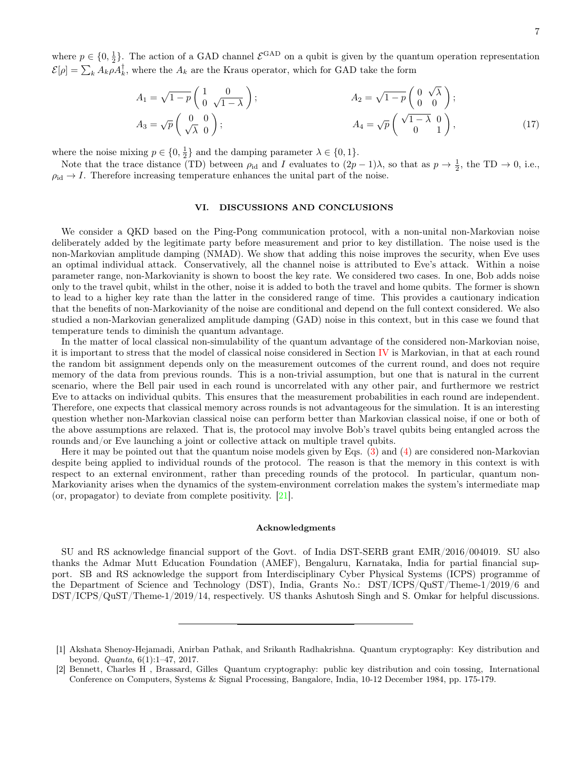where $p \in \{0, \frac{1}{2}\}$. The action of a GAD channel $\mathcal{E}^{\rm GAD}$ on a qubit is given by the quantum operation representation $\mathcal{E}[\rho] = \sum_k A_k \rho A_k^\dagger$, where the $A_k$ are the Kraus operator, which for GAD take the form

$$
\begin{aligned}
A_1 &= \sqrt{1-p}\begin{pmatrix} 1 & 0 \\ 0 & \sqrt{1-\lambda} \end{pmatrix}; & A_2 &= \sqrt{1-p}\begin{pmatrix} 0 & \sqrt{\lambda} \\ 0 & 0 \end{pmatrix}; \\
A_3 &= \sqrt{p}\begin{pmatrix} 0 & 0 \\ \sqrt{\lambda} & 0 \end{pmatrix}; & A_4 &= \sqrt{p}\begin{pmatrix} \sqrt{1-\lambda} & 0 \\ 0 & 1 \end{pmatrix},
\end{aligned} \tag{17}
$$

where the noise mixing $p \in \{0, \frac{1}{2}\}$ and the damping parameter $\lambda \in \{0, 1\}$.

Note that the trace distance (TD) between $\rho_{\rm id}$ and $I$ evaluates to $(2p-1)\lambda$, so that as $p \to \frac{1}{2}$, the TD $\to 0$, i.e., $\rho_{\rm id} \to I$. Therefore increasing temperature enhances the unital part of the noise.

## VI. DISCUSSIONS AND CONCLUSIONS

We consider a QKD based on the Ping-Pong communication protocol, with a non-unital non-Markovian noise deliberately added by the legitimate party before measurement and prior to key distillation. The noise used is the non-Markovian amplitude damping (NMAD). We show that adding this noise improves the security, when Eve uses an optimal individual attack. Conservatively, all the channel noise is attributed to Eve's attack. Within a noise parameter range, non-Markovianity is shown to boost the key rate. We considered two cases. In one, Bob adds noise only to the travel qubit, whilst in the other, noise it is added to both the travel and home qubits. The former is shown to lead to a higher key rate than the latter in the considered range of time. This provides a cautionary indication that the benefits of non-Markovianity of the noise are conditional and depend on the full context considered. We also studied a non-Markovian generalized amplitude damping (GAD) noise in this context, but in this case we found that temperature tends to diminish the quantum advantage.

In the matter of local classical non-simulability of the quantum advantage of the considered non-Markovian noise, it is important to stress that the model of classical noise considered in Section IV is Markovian, in that at each round the random bit assignment depends only on the measurement outcomes of the current round, and does not require memory of the data from previous rounds. This is a non-trivial assumption, but one that is natural in the current scenario, where the Bell pair used in each round is uncorrelated with any other pair, and furthermore we restrict Eve to attacks on individual qubits. This ensures that the measurement probabilities in each round are independent. Therefore, one expects that classical memory across rounds is not advantageous for the simulation. It is an interesting question whether non-Markovian classical noise can perform better than Markovian classical noise, if one or both of the above assumptions are relaxed. That is, the protocol may involve Bob's travel qubits being entangled across the rounds and/or Eve launching a joint or collective attack on multiple travel qubits.

Here it may be pointed out that the quantum noise models given by Eqs. (3) and (4) are considered non-Markovian despite being applied to individual rounds of the protocol. The reason is that the memory in this context is with respect to an external environment, rather than preceding rounds of the protocol. In particular, quantum non-Markovianity arises when the dynamics of the system-environment correlation makes the system's intermediate map (or, propagator) to deviate from complete positivity. [21].

### Acknowledgments

SU and RS acknowledge financial support of the Govt. of India DST-SERB grant EMR/2016/004019. SU also thanks the Admar Mutt Education Foundation (AMEF), Bengaluru, Karnataka, India for partial financial support. SB and RS acknowledge the support from Interdisciplinary Cyber Physical Systems (ICPS) programme of the Department of Science and Technology (DST), India, Grants No.: DST/ICPS/QuST/Theme-1/2019/6 and DST/ICPS/QuST/Theme-1/2019/14, respectively. US thanks Ashutosh Singh and S. Omkar for helpful discussions.

---

[1] Akshata Shenoy-Hejamadi, Anirban Pathak, and Srikanth Radhakrishna. Quantum cryptography: Key distribution and beyond. *Quanta*, 6(1):1–47, 2017.

[2] Bennett, Charles H , Brassard, Gilles Quantum cryptography: public key distribution and coin tossing, International Conference on Computers, Systems & Signal Processing, Bangalore, India, 10-12 December 1984, pp. 175-179.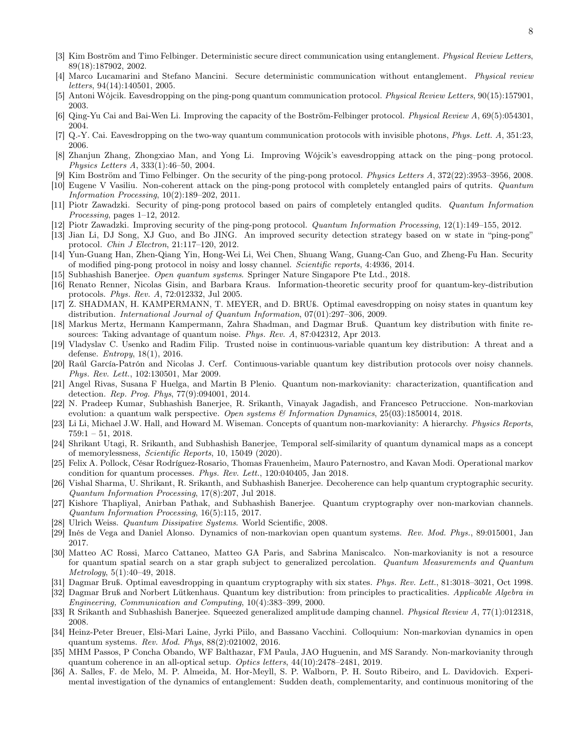[3] Kim Boström and Timo Felbinger. Deterministic secure direct communication using entanglement. *Physical Review Letters*, 89(18):187902, 2002.

[4] Marco Lucamarini and Stefano Mancini. Secure deterministic communication without entanglement. *Physical review letters*, 94(14):140501, 2005.

[5] Antoni Wójcik. Eavesdropping on the ping-pong quantum communication protocol. *Physical Review Letters*, 90(15):157901, 2003.

[6] Qing-Yu Cai and Bai-Wen Li. Improving the capacity of the Boström-Felbinger protocol. *Physical Review A*, 69(5):054301, 2004.

[7] Q.-Y. Cai. Eavesdropping on the two-way quantum communication protocols with invisible photons, *Phys. Lett. A*, 351:23, 2006.

[8] Zhanjun Zhang, Zhongxiao Man, and Yong Li. Improving Wójcik's eavesdropping attack on the ping–pong protocol. *Physics Letters A*, 333(1):46–50, 2004.

[9] Kim Boström and Timo Felbinger. On the security of the ping-pong protocol. *Physics Letters A*, 372(22):3953–3956, 2008.

[10] Eugene V Vasiliu. Non-coherent attack on the ping-pong protocol with completely entangled pairs of qutrits. *Quantum Information Processing*, 10(2):189–202, 2011.

[11] Piotr Zawadzki. Security of ping-pong protocol based on pairs of completely entangled qudits. *Quantum Information Processing*, pages 1–12, 2012.

[12] Piotr Zawadzki. Improving security of the ping-pong protocol. *Quantum Information Processing*, 12(1):149–155, 2012.

[13] Jian Li, DJ Song, XJ Guo, and Bo JING. An improved security detection strategy based on w state in "ping-pong" protocol. *Chin J Electron*, 21:117–120, 2012.

[14] Yun-Guang Han, Zhen-Qiang Yin, Hong-Wei Li, Wei Chen, Shuang Wang, Guang-Can Guo, and Zheng-Fu Han. Security of modified ping-pong protocol in noisy and lossy channel. *Scientific reports*, 4:4936, 2014.

[15] Subhashish Banerjee. *Open quantum systems*. Springer Nature Singapore Pte Ltd., 2018.

[16] Renato Renner, Nicolas Gisin, and Barbara Kraus. Information-theoretic security proof for quantum-key-distribution protocols. *Phys. Rev. A*, 72:012332, Jul 2005.

[17] Z. SHADMAN, H. KAMPERMANN, T. MEYER, and D. BRUß. Optimal eavesdropping on noisy states in quantum key distribution. *International Journal of Quantum Information*, 07(01):297–306, 2009.

[18] Markus Mertz, Hermann Kampermann, Zahra Shadman, and Dagmar Bruß. Quantum key distribution with finite resources: Taking advantage of quantum noise. *Phys. Rev. A*, 87:042312, Apr 2013.

[19] Vladyslav C. Usenko and Radim Filip. Trusted noise in continuous-variable quantum key distribution: A threat and a defense. *Entropy*, 18(1), 2016.

[20] Raúl García-Patrón and Nicolas J. Cerf. Continuous-variable quantum key distribution protocols over noisy channels. *Phys. Rev. Lett.*, 102:130501, Mar 2009.

[21] Angel Rivas, Susana F Huelga, and Martin B Plenio. Quantum non-markovianity: characterization, quantification and detection. *Rep. Prog. Phys*, 77(9):094001, 2014.

[22] N. Pradeep Kumar, Subhashish Banerjee, R. Srikanth, Vinayak Jagadish, and Francesco Petruccione. Non-markovian evolution: a quantum walk perspective. *Open systems & Information Dynamics*, 25(03):1850014, 2018.

[23] Li Li, Michael J.W. Hall, and Howard M. Wiseman. Concepts of quantum non-markovianity: A hierarchy. *Physics Reports*, 759:1 – 51, 2018.

[24] Shrikant Utagi, R. Srikanth, and Subhashish Banerjee, Temporal self-similarity of quantum dynamical maps as a concept of memorylessness, *Scientific Reports*, 10, 15049 (2020).

[25] Felix A. Pollock, César Rodríguez-Rosario, Thomas Frauenheim, Mauro Paternostro, and Kavan Modi. Operational markov condition for quantum processes. *Phys. Rev. Lett.*, 120:040405, Jan 2018.

[26] Vishal Sharma, U. Shrikant, R. Srikanth, and Subhashish Banerjee. Decoherence can help quantum cryptographic security. *Quantum Information Processing*, 17(8):207, Jul 2018.

[27] Kishore Thapliyal, Anirban Pathak, and Subhashish Banerjee. Quantum cryptography over non-markovian channels. *Quantum Information Processing*, 16(5):115, 2017.

[28] Ulrich Weiss. *Quantum Dissipative Systems*. World Scientific, 2008.

[29] Inés de Vega and Daniel Alonso. Dynamics of non-markovian open quantum systems. *Rev. Mod. Phys.*, 89:015001, Jan 2017.

[30] Matteo AC Rossi, Matteo Cattaneo, Matteo GA Paris, and Sabrina Maniscalco. Non-markovianity is not a resource for quantum spatial search on a star graph subject to generalized percolation. *Quantum Measurements and Quantum Metrology*, 5(1):40–49, 2018.

[31] Dagmar Bruß. Optimal eavesdropping in quantum cryptography with six states. *Phys. Rev. Lett.*, 81:3018–3021, Oct 1998.

[32] Dagmar Bruß and Norbert Lütkenhaus. Quantum key distribution: from principles to practicalities. *Applicable Algebra in Engineering, Communication and Computing*, 10(4):383–399, 2000.

[33] R Srikanth and Subhashish Banerjee. Squeezed generalized amplitude damping channel. *Physical Review A*, 77(1):012318, 2008.

[34] Heinz-Peter Breuer, Elsi-Mari Laine, Jyrki Piilo, and Bassano Vacchini. Colloquium: Non-markovian dynamics in open quantum systems. *Rev. Mod. Phys*, 88(2):021002, 2016.

[35] MHM Passos, P Concha Obando, WF Balthazar, FM Paula, JAO Huguenin, and MS Sarandy. Non-markovianity through quantum coherence in an all-optical setup. *Optics letters*, 44(10):2478–2481, 2019.

[36] A. Salles, F. de Melo, M. P. Almeida, M. Hor-Meyll, S. P. Walborn, P. H. Souto Ribeiro, and L. Davidovich. Experimental investigation of the dynamics of entanglement: Sudden death, complementarity, and continuous monitoring of the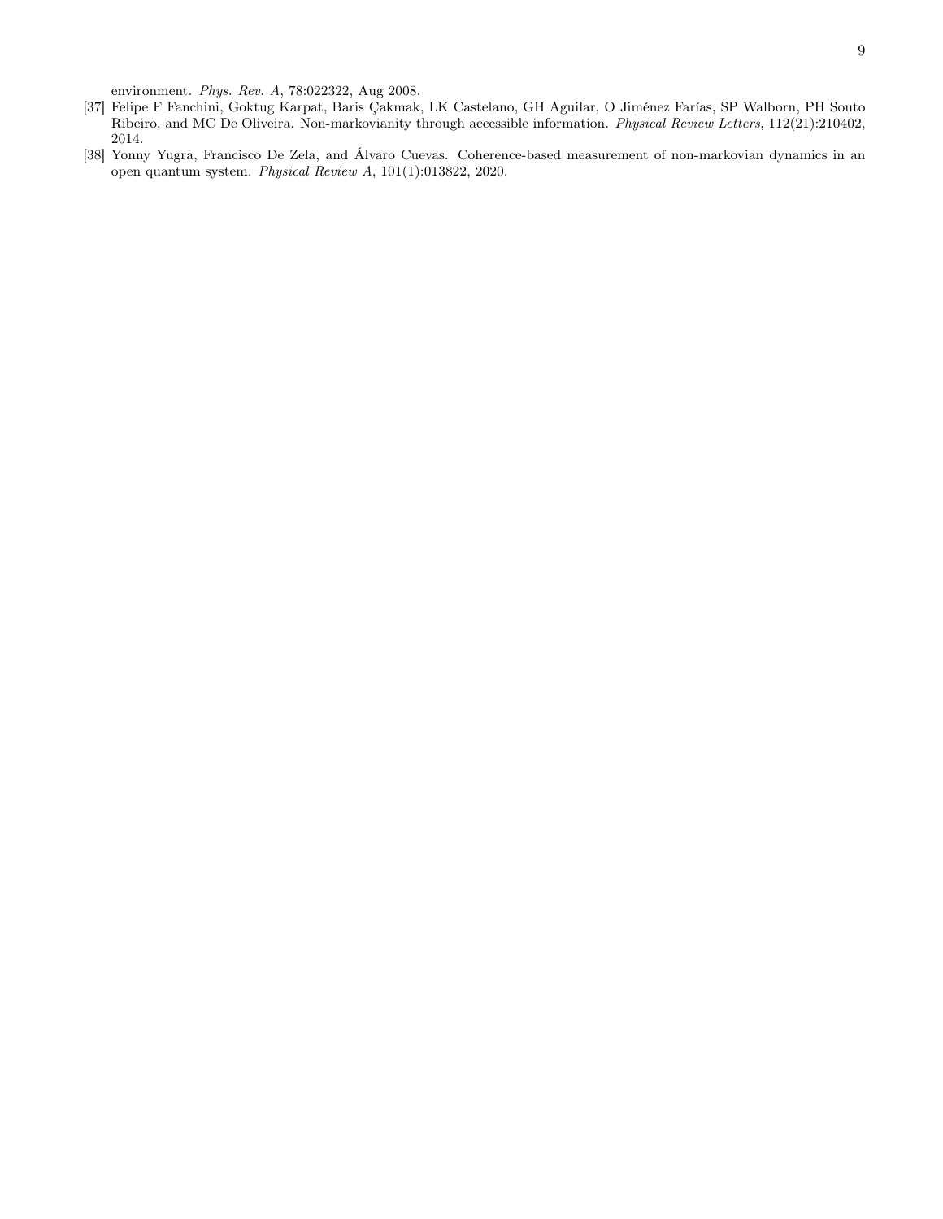environment. *Phys. Rev. A*, 78:022322, Aug 2008.

[37] Felipe F Fanchini, Goktug Karpat, Baris Çakmak, LK Castelano, GH Aguilar, O Jiménez Farías, SP Walborn, PH Souto Ribeiro, and MC De Oliveira. Non-markovianity through accessible information. *Physical Review Letters*, 112(21):210402, 2014.

[38] Yonny Yugra, Francisco De Zela, and Álvaro Cuevas. Coherence-based measurement of non-markovian dynamics in an open quantum system. *Physical Review A*, 101(1):013822, 2020.